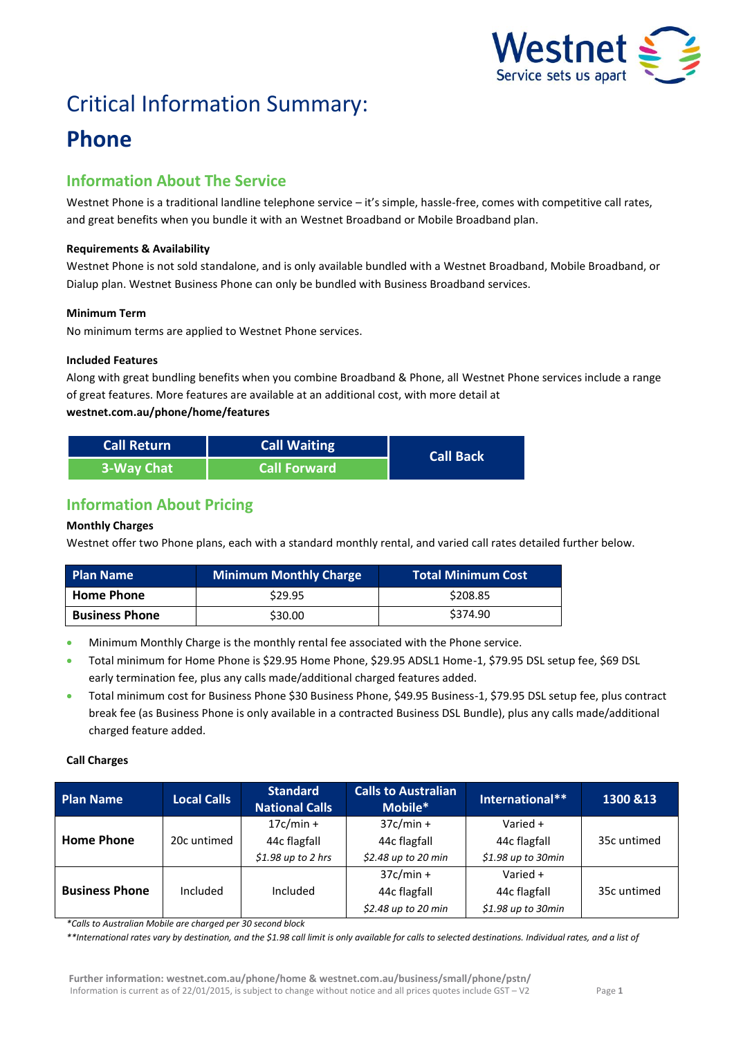# Critical Information Summary:

# Phone

## Information About The Service

Westnet Phone is a traditional landline telephone service – it's simple, hassle-free, comes with competitive call rates, and great benefits when you bundle it with an Westnet Broadband or Mobile Broadband plan.

**Requirements & Availability**

Westnet Phone is not sold standalone, and is only available bundled with a Westnet Broadband, Mobile Broadband, or Dialup plan. Westnet Business Phone can only be bundled with Business Broadband services.

**Minimum Term**

No minimum terms are applied to Westnet Phone services.

**Included Features**

Along with great bundling benefits when you combine Broadband & Phone, all Westnet Phone services include a range of great features. More features are available at an additional cost, with more detail at **westnet.com.au/phone/home/features**

| Call Return | Call Waiting | Call Back |
|---|---|---|
| 3-Way Chat | Call Forward | |

## Information About Pricing

**Monthly Charges**

Westnet offer two Phone plans, each with a standard monthly rental, and varied call rates detailed further below.

| Plan Name | Minimum Monthly Charge | Total Minimum Cost |
|---|---|---|
| **Home Phone** | $29.95 | $208.85 |
| **Business Phone** | $30.00 | $374.90 |

- Minimum Monthly Charge is the monthly rental fee associated with the Phone service.
- Total minimum for Home Phone is $29.95 Home Phone, $29.95 ADSL1 Home-1, $79.95 DSL setup fee, $69 DSL early termination fee, plus any calls made/additional charged features added.
- Total minimum cost for Business Phone $30 Business Phone, $49.95 Business-1, $79.95 DSL setup fee, plus contract break fee (as Business Phone is only available in a contracted Business DSL Bundle), plus any calls made/additional charged feature added.

**Call Charges**

| Plan Name | Local Calls | Standard National Calls | Calls to Australian Mobile* | International** | 1300 &13 |
|---|---|---|---|---|---|
| **Home Phone** | 20c untimed | 17c/min + 44c flagfall *$1.98 up to 2 hrs* | 37c/min + 44c flagfall *$2.48 up to 20 min* | Varied + 44c flagfall *$1.98 up to 30min* | 35c untimed |
| **Business Phone** | Included | Included | 37c/min + 44c flagfall *$2.48 up to 20 min* | Varied + 44c flagfall *$1.98 up to 30min* | 35c untimed |

*\*Calls to Australian Mobile are charged per 30 second block*

*\*\*International rates vary by destination, and the $1.98 call limit is only available for calls to selected destinations. Individual rates, and a list of*

**Further information: westnet.com.au/phone/home & westnet.com.au/business/small/phone/pstn/**
Information is current as of 22/01/2015, is subject to change without notice and all prices quotes include GST – V2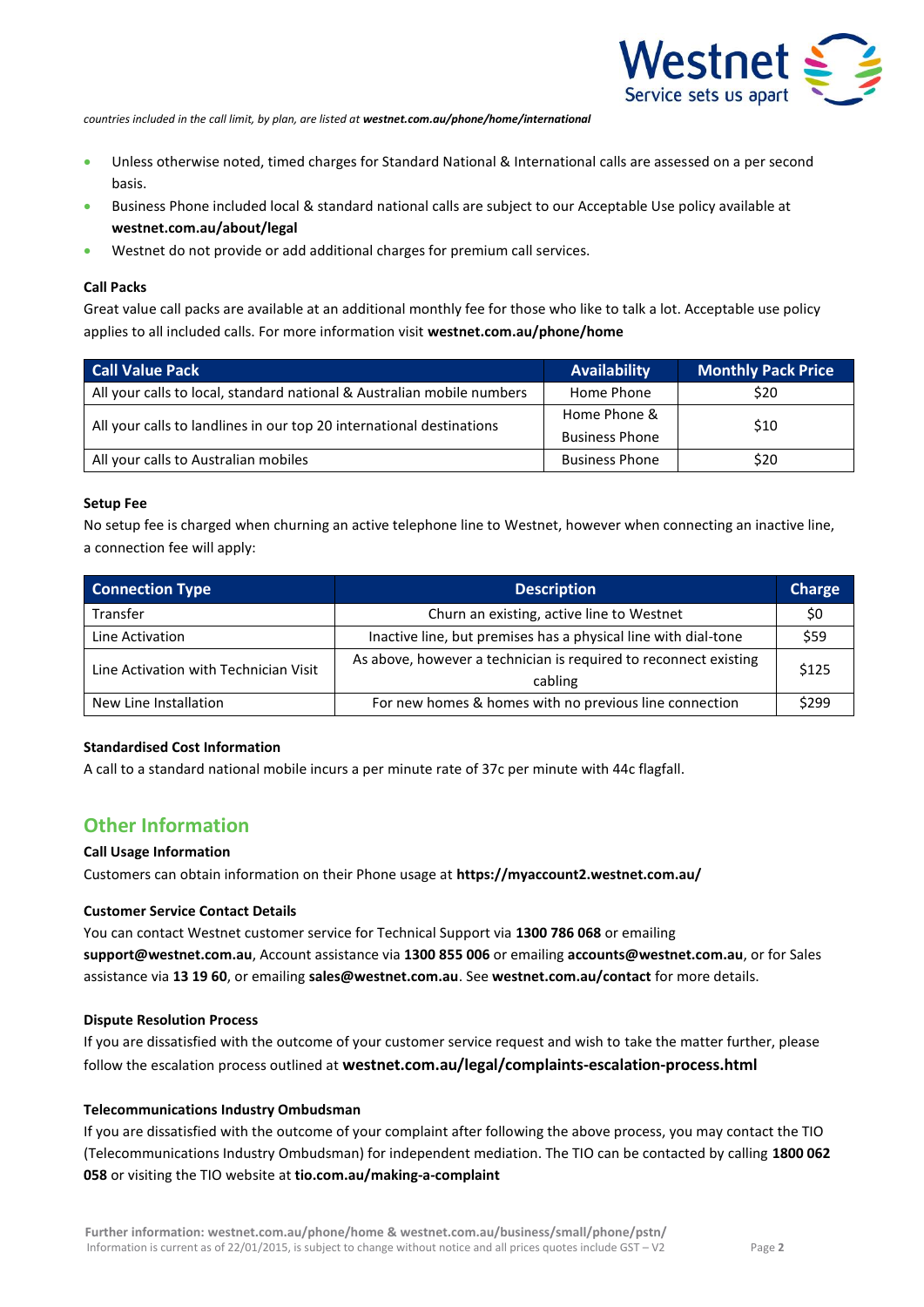*countries included in the call limit, by plan, are listed at **westnet.com.au/phone/home/international***

- Unless otherwise noted, timed charges for Standard National & International calls are assessed on a per second basis.
- Business Phone included local & standard national calls are subject to our Acceptable Use policy available at **westnet.com.au/about/legal**
- Westnet do not provide or add additional charges for premium call services.

#### Call Packs

Great value call packs are available at an additional monthly fee for those who like to talk a lot. Acceptable use policy applies to all included calls. For more information visit **westnet.com.au/phone/home**

| Call Value Pack | Availability | Monthly Pack Price |
|---|---|---|
| All your calls to local, standard national & Australian mobile numbers | Home Phone | $20 |
| All your calls to landlines in our top 20 international destinations | Home Phone & Business Phone | $10 |
| All your calls to Australian mobiles | Business Phone | $20 |

#### Setup Fee

No setup fee is charged when churning an active telephone line to Westnet, however when connecting an inactive line, a connection fee will apply:

| Connection Type | Description | Charge |
|---|---|---|
| Transfer | Churn an existing, active line to Westnet | $0 |
| Line Activation | Inactive line, but premises has a physical line with dial-tone | $59 |
| Line Activation with Technician Visit | As above, however a technician is required to reconnect existing cabling | $125 |
| New Line Installation | For new homes & homes with no previous line connection | $299 |

#### Standardised Cost Information

A call to a standard national mobile incurs a per minute rate of 37c per minute with 44c flagfall.

## Other Information

#### Call Usage Information

Customers can obtain information on their Phone usage at **https://myaccount2.westnet.com.au/**

#### Customer Service Contact Details

You can contact Westnet customer service for Technical Support via **1300 786 068** or emailing **support@westnet.com.au**, Account assistance via **1300 855 006** or emailing **accounts@westnet.com.au**, or for Sales assistance via **13 19 60**, or emailing **sales@westnet.com.au**. See **westnet.com.au/contact** for more details.

#### Dispute Resolution Process

If you are dissatisfied with the outcome of your customer service request and wish to take the matter further, please follow the escalation process outlined at **westnet.com.au/legal/complaints-escalation-process.html**

#### Telecommunications Industry Ombudsman

If you are dissatisfied with the outcome of your complaint after following the above process, you may contact the TIO (Telecommunications Industry Ombudsman) for independent mediation. The TIO can be contacted by calling **1800 062 058** or visiting the TIO website at **tio.com.au/making-a-complaint**

**Further information: westnet.com.au/phone/home & westnet.com.au/business/small/phone/pstn/**
Information is current as of 22/01/2015, is subject to change without notice and all prices quotes include GST – V2